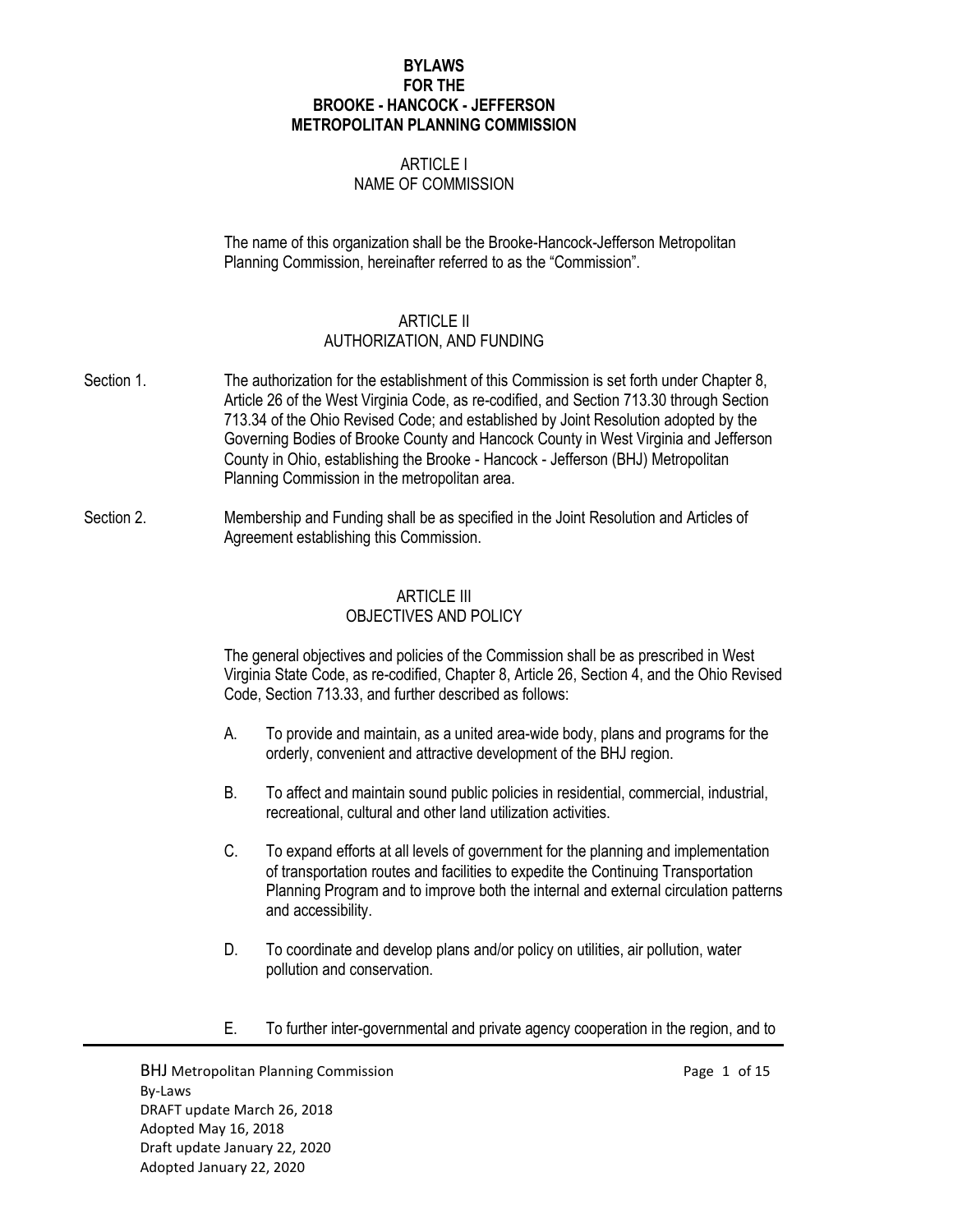# BYLAWS FOR THE BROOKE - HANCOCK - JEFFERSON METROPOLITAN PLANNING COMMISSION

## ARTICLE I
## NAME OF COMMISSION

The name of this organization shall be the Brooke-Hancock-Jefferson Metropolitan Planning Commission, hereinafter referred to as the "Commission".

## ARTICLE II
## AUTHORIZATION, AND FUNDING

Section 1. The authorization for the establishment of this Commission is set forth under Chapter 8, Article 26 of the West Virginia Code, as re-codified, and Section 713.30 through Section 713.34 of the Ohio Revised Code; and established by Joint Resolution adopted by the Governing Bodies of Brooke County and Hancock County in West Virginia and Jefferson County in Ohio, establishing the Brooke - Hancock - Jefferson (BHJ) Metropolitan Planning Commission in the metropolitan area.

Section 2. Membership and Funding shall be as specified in the Joint Resolution and Articles of Agreement establishing this Commission.

## ARTICLE III
## OBJECTIVES AND POLICY

The general objectives and policies of the Commission shall be as prescribed in West Virginia State Code, as re-codified, Chapter 8, Article 26, Section 4, and the Ohio Revised Code, Section 713.33, and further described as follows:

A. To provide and maintain, as a united area-wide body, plans and programs for the orderly, convenient and attractive development of the BHJ region.

B. To affect and maintain sound public policies in residential, commercial, industrial, recreational, cultural and other land utilization activities.

C. To expand efforts at all levels of government for the planning and implementation of transportation routes and facilities to expedite the Continuing Transportation Planning Program and to improve both the internal and external circulation patterns and accessibility.

D. To coordinate and develop plans and/or policy on utilities, air pollution, water pollution and conservation.

E. To further inter-governmental and private agency cooperation in the region, and to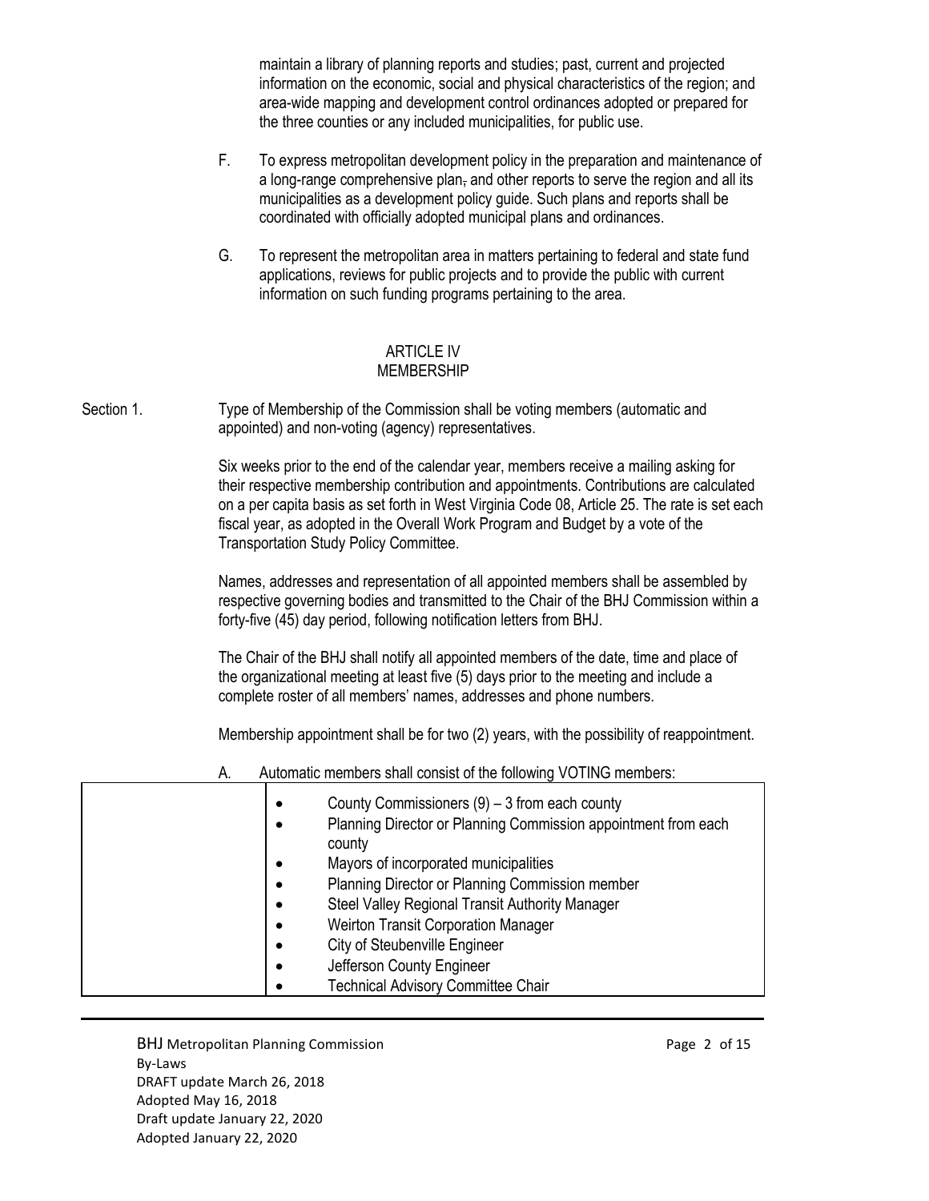maintain a library of planning reports and studies; past, current and projected information on the economic, social and physical characteristics of the region; and area-wide mapping and development control ordinances adopted or prepared for the three counties or any included municipalities, for public use.

F. To express metropolitan development policy in the preparation and maintenance of a long-range comprehensive plan, and other reports to serve the region and all its municipalities as a development policy guide. Such plans and reports shall be coordinated with officially adopted municipal plans and ordinances.

G. To represent the metropolitan area in matters pertaining to federal and state fund applications, reviews for public projects and to provide the public with current information on such funding programs pertaining to the area.

## ARTICLE IV
## MEMBERSHIP

Section 1. Type of Membership of the Commission shall be voting members (automatic and appointed) and non-voting (agency) representatives.

Six weeks prior to the end of the calendar year, members receive a mailing asking for their respective membership contribution and appointments. Contributions are calculated on a per capita basis as set forth in West Virginia Code 08, Article 25. The rate is set each fiscal year, as adopted in the Overall Work Program and Budget by a vote of the Transportation Study Policy Committee.

Names, addresses and representation of all appointed members shall be assembled by respective governing bodies and transmitted to the Chair of the BHJ Commission within a forty-five (45) day period, following notification letters from BHJ.

The Chair of the BHJ shall notify all appointed members of the date, time and place of the organizational meeting at least five (5) days prior to the meeting and include a complete roster of all members' names, addresses and phone numbers.

Membership appointment shall be for two (2) years, with the possibility of reappointment.

A. Automatic members shall consist of the following VOTING members:

- County Commissioners (9) – 3 from each county
- Planning Director or Planning Commission appointment from each county
- Mayors of incorporated municipalities
- Planning Director or Planning Commission member
- Steel Valley Regional Transit Authority Manager
- Weirton Transit Corporation Manager
- City of Steubenville Engineer
- Jefferson County Engineer
- Technical Advisory Committee Chair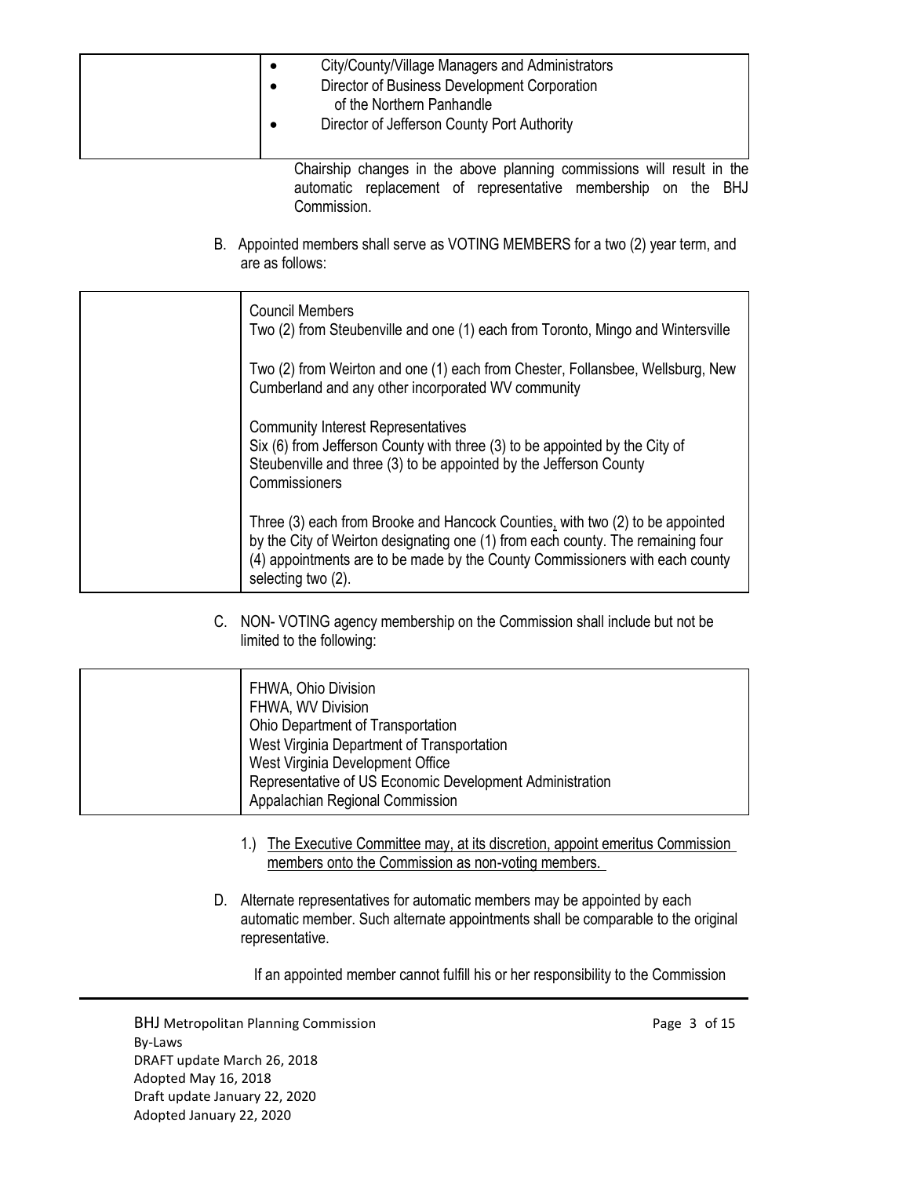| | |
|---|---|
| | • City/County/Village Managers and Administrators<br>• Director of Business Development Corporation of the Northern Panhandle<br>• Director of Jefferson County Port Authority |

Chairship changes in the above planning commissions will result in the automatic replacement of representative membership on the BHJ Commission.

B. Appointed members shall serve as VOTING MEMBERS for a two (2) year term, and are as follows:

| | |
|---|---|
| | Council Members<br>Two (2) from Steubenville and one (1) each from Toronto, Mingo and Wintersville<br><br>Two (2) from Weirton and one (1) each from Chester, Follansbee, Wellsburg, New Cumberland and any other incorporated WV community<br><br>Community Interest Representatives<br>Six (6) from Jefferson County with three (3) to be appointed by the City of Steubenville and three (3) to be appointed by the Jefferson County Commissioners<br><br>Three (3) each from Brooke and Hancock Counties, with two (2) to be appointed by the City of Weirton designating one (1) from each county. The remaining four (4) appointments are to be made by the County Commissioners with each county selecting two (2). |

C. NON- VOTING agency membership on the Commission shall include but not be limited to the following:

| | |
|---|---|
| | FHWA, Ohio Division<br>FHWA, WV Division<br>Ohio Department of Transportation<br>West Virginia Department of Transportation<br>West Virginia Development Office<br>Representative of US Economic Development Administration<br>Appalachian Regional Commission |

1.) The Executive Committee may, at its discretion, appoint emeritus Commission members onto the Commission as non-voting members.

D. Alternate representatives for automatic members may be appointed by each automatic member. Such alternate appointments shall be comparable to the original representative.

If an appointed member cannot fulfill his or her responsibility to the Commission

BHJ Metropolitan Planning Commission
By-Laws
DRAFT update March 26, 2018
Adopted May 16, 2018
Draft update January 22, 2020
Adopted January 22, 2020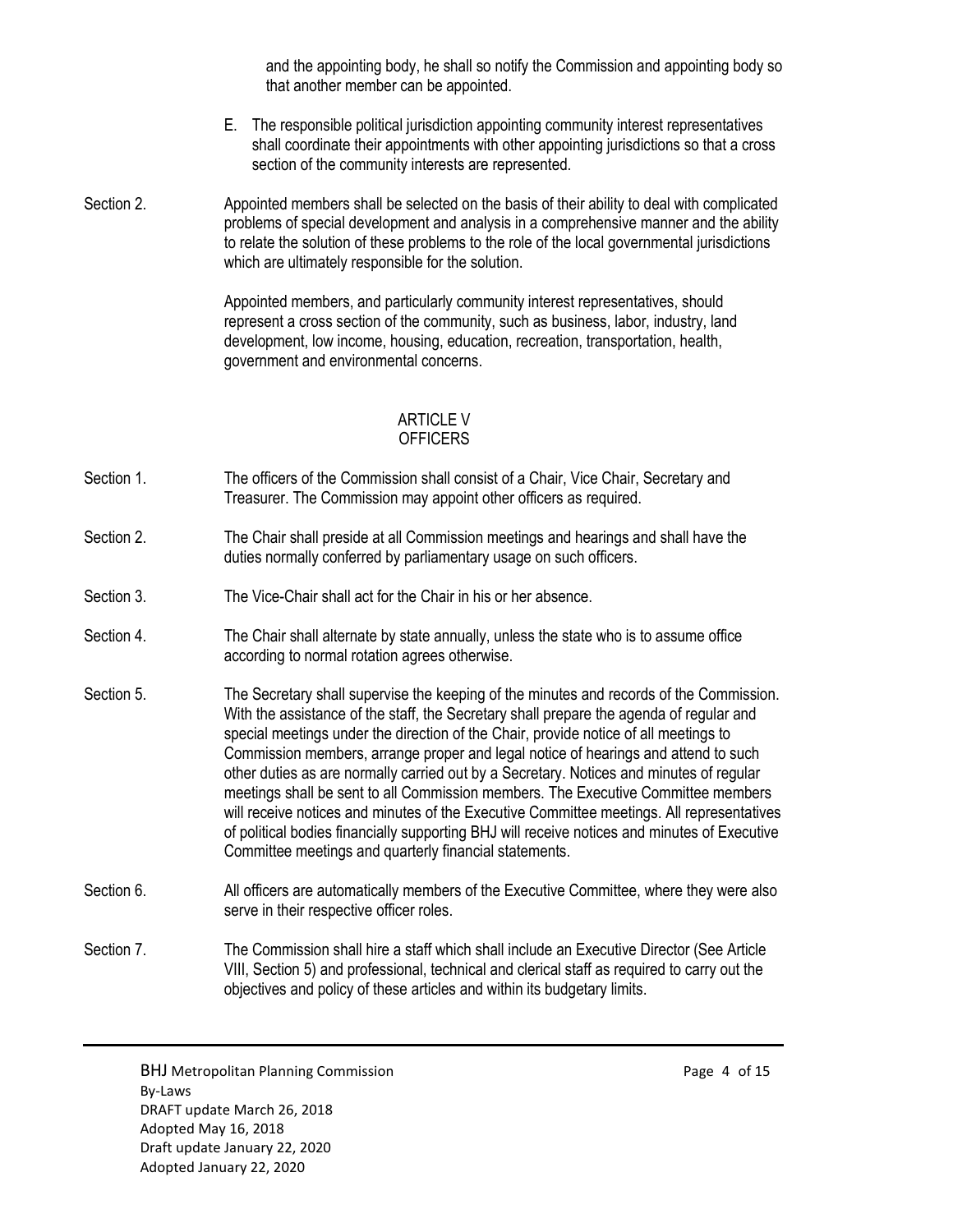and the appointing body, he shall so notify the Commission and appointing body so that another member can be appointed.

E. The responsible political jurisdiction appointing community interest representatives shall coordinate their appointments with other appointing jurisdictions so that a cross section of the community interests are represented.

Section 2. Appointed members shall be selected on the basis of their ability to deal with complicated problems of special development and analysis in a comprehensive manner and the ability to relate the solution of these problems to the role of the local governmental jurisdictions which are ultimately responsible for the solution.

Appointed members, and particularly community interest representatives, should represent a cross section of the community, such as business, labor, industry, land development, low income, housing, education, recreation, transportation, health, government and environmental concerns.

## ARTICLE V
## OFFICERS

Section 1. The officers of the Commission shall consist of a Chair, Vice Chair, Secretary and Treasurer. The Commission may appoint other officers as required.

Section 2. The Chair shall preside at all Commission meetings and hearings and shall have the duties normally conferred by parliamentary usage on such officers.

Section 3. The Vice-Chair shall act for the Chair in his or her absence.

Section 4. The Chair shall alternate by state annually, unless the state who is to assume office according to normal rotation agrees otherwise.

Section 5. The Secretary shall supervise the keeping of the minutes and records of the Commission. With the assistance of the staff, the Secretary shall prepare the agenda of regular and special meetings under the direction of the Chair, provide notice of all meetings to Commission members, arrange proper and legal notice of hearings and attend to such other duties as are normally carried out by a Secretary. Notices and minutes of regular meetings shall be sent to all Commission members. The Executive Committee members will receive notices and minutes of the Executive Committee meetings. All representatives of political bodies financially supporting BHJ will receive notices and minutes of Executive Committee meetings and quarterly financial statements.

Section 6. All officers are automatically members of the Executive Committee, where they were also serve in their respective officer roles.

Section 7. The Commission shall hire a staff which shall include an Executive Director (See Article VIII, Section 5) and professional, technical and clerical staff as required to carry out the objectives and policy of these articles and within its budgetary limits.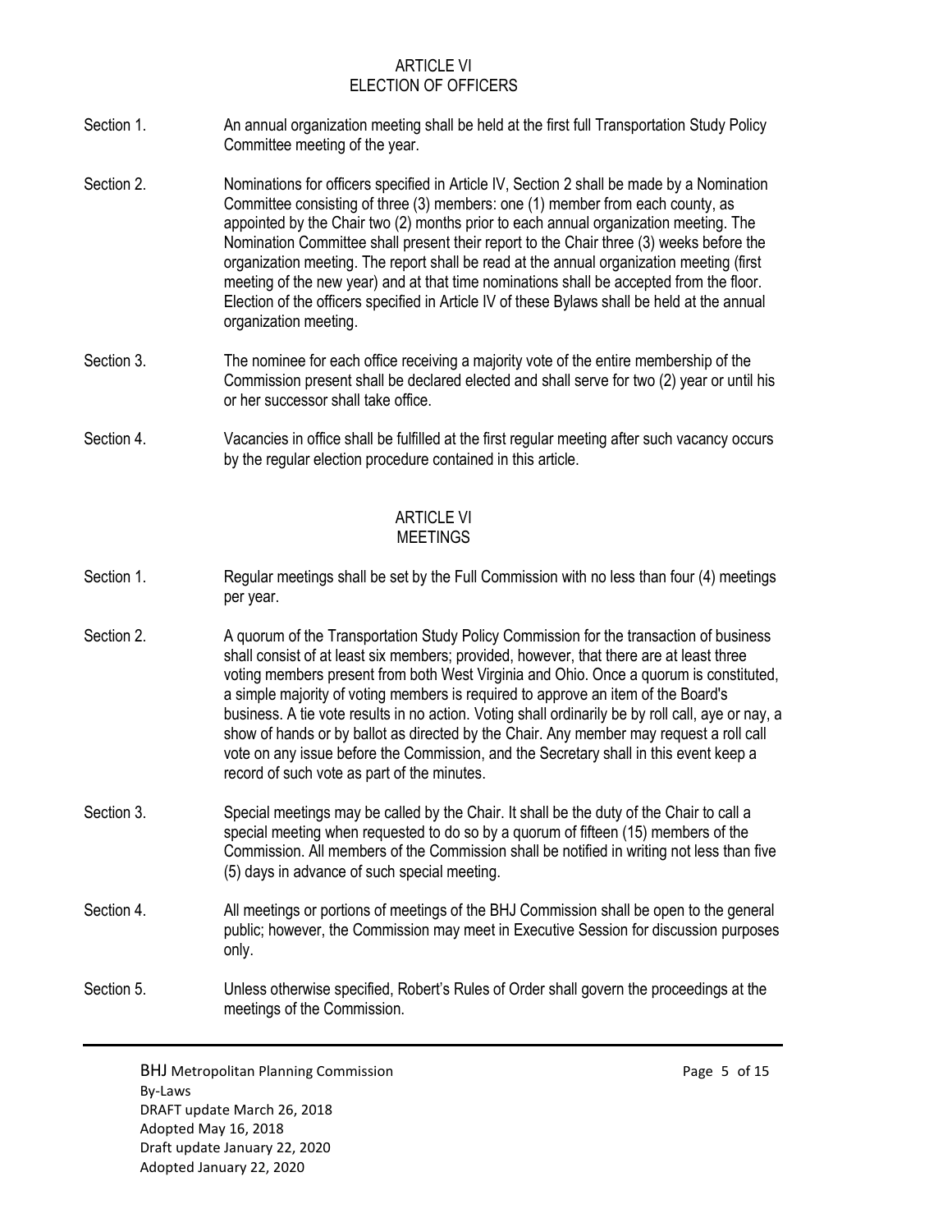## ARTICLE VI
## ELECTION OF OFFICERS

Section 1. An annual organization meeting shall be held at the first full Transportation Study Policy Committee meeting of the year.

Section 2. Nominations for officers specified in Article IV, Section 2 shall be made by a Nomination Committee consisting of three (3) members: one (1) member from each county, as appointed by the Chair two (2) months prior to each annual organization meeting. The Nomination Committee shall present their report to the Chair three (3) weeks before the organization meeting. The report shall be read at the annual organization meeting (first meeting of the new year) and at that time nominations shall be accepted from the floor. Election of the officers specified in Article IV of these Bylaws shall be held at the annual organization meeting.

Section 3. The nominee for each office receiving a majority vote of the entire membership of the Commission present shall be declared elected and shall serve for two (2) year or until his or her successor shall take office.

Section 4. Vacancies in office shall be fulfilled at the first regular meeting after such vacancy occurs by the regular election procedure contained in this article.

## ARTICLE VI
## MEETINGS

Section 1. Regular meetings shall be set by the Full Commission with no less than four (4) meetings per year.

Section 2. A quorum of the Transportation Study Policy Commission for the transaction of business shall consist of at least six members; provided, however, that there are at least three voting members present from both West Virginia and Ohio. Once a quorum is constituted, a simple majority of voting members is required to approve an item of the Board's business. A tie vote results in no action. Voting shall ordinarily be by roll call, aye or nay, a show of hands or by ballot as directed by the Chair. Any member may request a roll call vote on any issue before the Commission, and the Secretary shall in this event keep a record of such vote as part of the minutes.

Section 3. Special meetings may be called by the Chair. It shall be the duty of the Chair to call a special meeting when requested to do so by a quorum of fifteen (15) members of the Commission. All members of the Commission shall be notified in writing not less than five (5) days in advance of such special meeting.

Section 4. All meetings or portions of meetings of the BHJ Commission shall be open to the general public; however, the Commission may meet in Executive Session for discussion purposes only.

Section 5. Unless otherwise specified, Robert's Rules of Order shall govern the proceedings at the meetings of the Commission.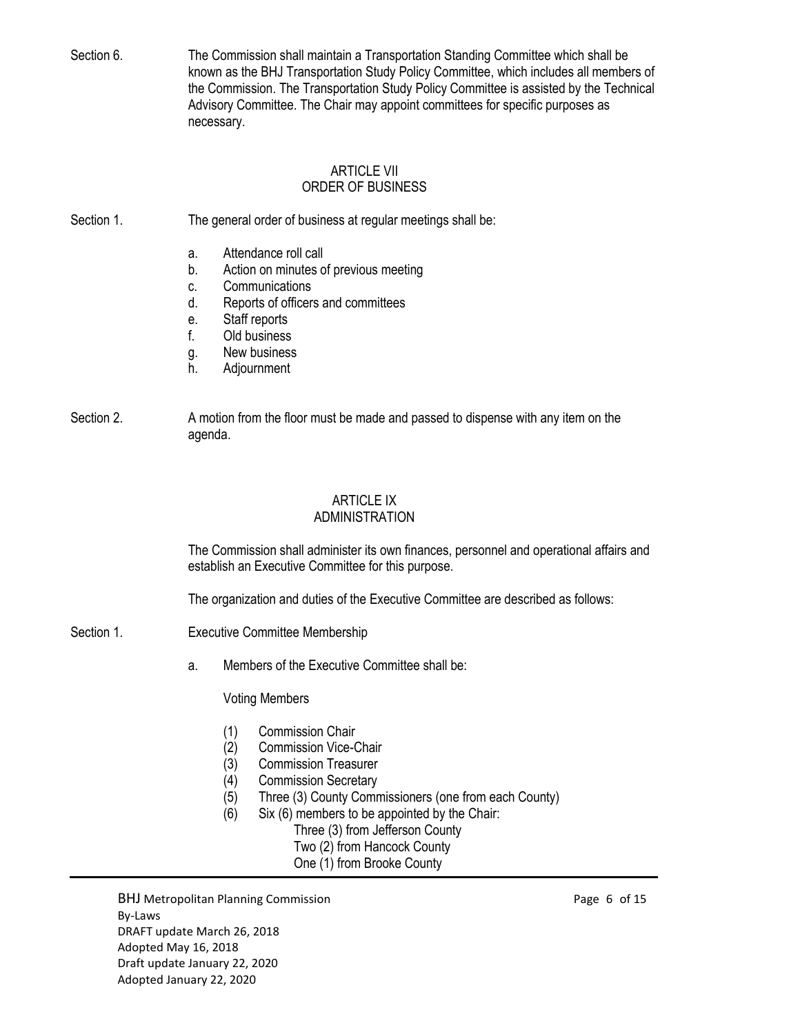Section 6. The Commission shall maintain a Transportation Standing Committee which shall be known as the BHJ Transportation Study Policy Committee, which includes all members of the Commission. The Transportation Study Policy Committee is assisted by the Technical Advisory Committee. The Chair may appoint committees for specific purposes as necessary.

## ARTICLE VII
## ORDER OF BUSINESS

Section 1. The general order of business at regular meetings shall be:

a. Attendance roll call
b. Action on minutes of previous meeting
c. Communications
d. Reports of officers and committees
e. Staff reports
f. Old business
g. New business
h. Adjournment

Section 2. A motion from the floor must be made and passed to dispense with any item on the agenda.

## ARTICLE IX
## ADMINISTRATION

The Commission shall administer its own finances, personnel and operational affairs and establish an Executive Committee for this purpose.

The organization and duties of the Executive Committee are described as follows:

Section 1. Executive Committee Membership

a. Members of the Executive Committee shall be:

Voting Members

(1) Commission Chair
(2) Commission Vice-Chair
(3) Commission Treasurer
(4) Commission Secretary
(5) Three (3) County Commissioners (one from each County)
(6) Six (6) members to be appointed by the Chair:
 Three (3) from Jefferson County
 Two (2) from Hancock County
 One (1) from Brooke County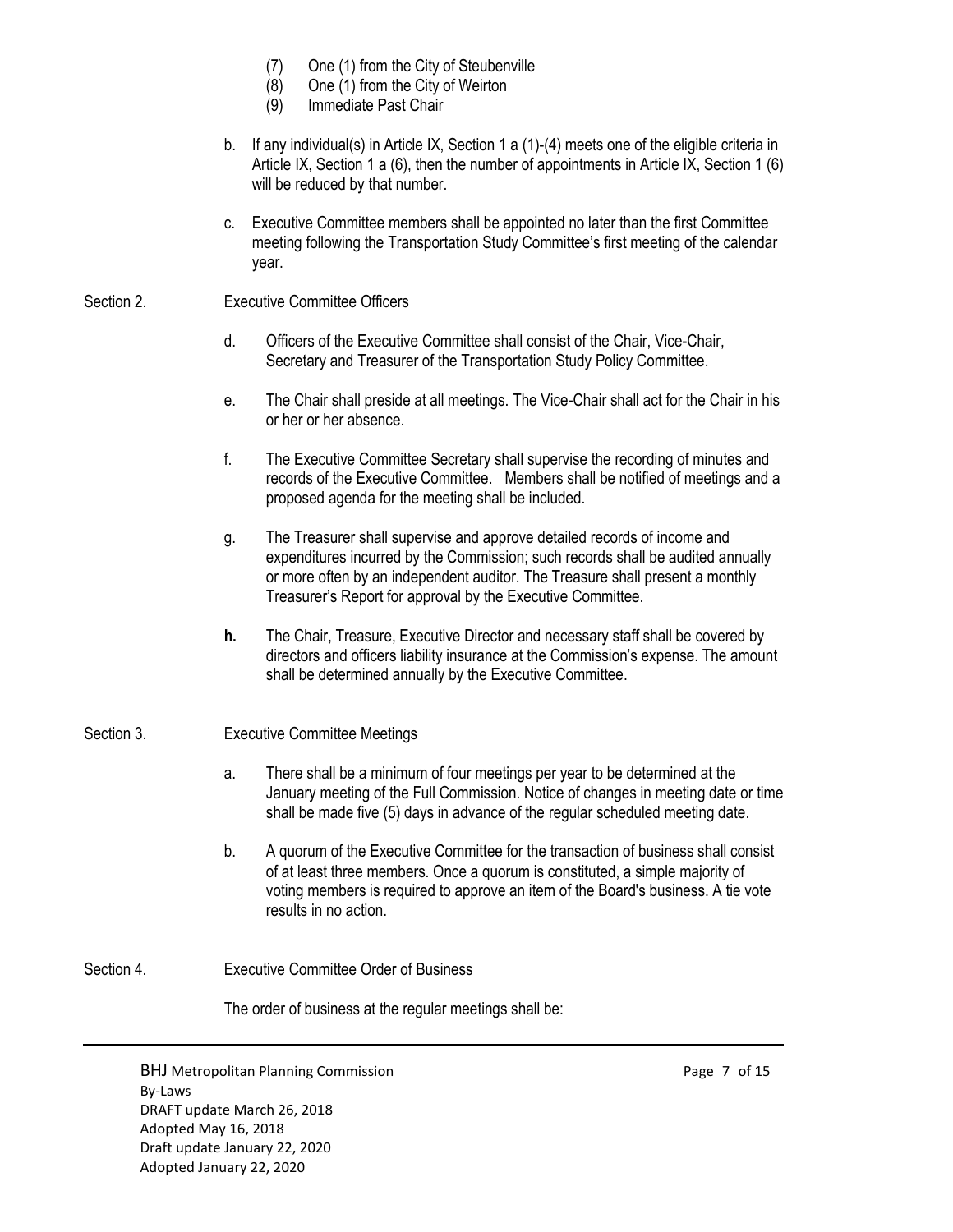(7) One (1) from the City of Steubenville
(8) One (1) from the City of Weirton
(9) Immediate Past Chair

b. If any individual(s) in Article IX, Section 1 a (1)-(4) meets one of the eligible criteria in Article IX, Section 1 a (6), then the number of appointments in Article IX, Section 1 (6) will be reduced by that number.

c. Executive Committee members shall be appointed no later than the first Committee meeting following the Transportation Study Committee's first meeting of the calendar year.

Section 2. Executive Committee Officers

d. Officers of the Executive Committee shall consist of the Chair, Vice-Chair, Secretary and Treasurer of the Transportation Study Policy Committee.

e. The Chair shall preside at all meetings. The Vice-Chair shall act for the Chair in his or her or her absence.

f. The Executive Committee Secretary shall supervise the recording of minutes and records of the Executive Committee. Members shall be notified of meetings and a proposed agenda for the meeting shall be included.

g. The Treasurer shall supervise and approve detailed records of income and expenditures incurred by the Commission; such records shall be audited annually or more often by an independent auditor. The Treasure shall present a monthly Treasurer's Report for approval by the Executive Committee.

**h.** The Chair, Treasure, Executive Director and necessary staff shall be covered by directors and officers liability insurance at the Commission's expense. The amount shall be determined annually by the Executive Committee.

Section 3. Executive Committee Meetings

a. There shall be a minimum of four meetings per year to be determined at the January meeting of the Full Commission. Notice of changes in meeting date or time shall be made five (5) days in advance of the regular scheduled meeting date.

b. A quorum of the Executive Committee for the transaction of business shall consist of at least three members. Once a quorum is constituted, a simple majority of voting members is required to approve an item of the Board's business. A tie vote results in no action.

Section 4. Executive Committee Order of Business

The order of business at the regular meetings shall be: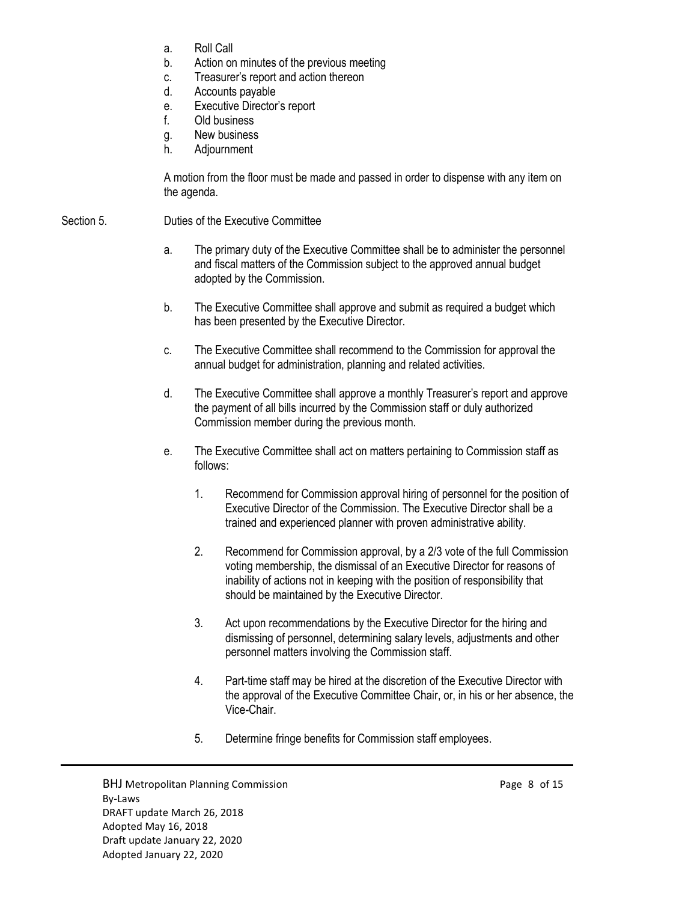a. Roll Call
b. Action on minutes of the previous meeting
c. Treasurer's report and action thereon
d. Accounts payable
e. Executive Director's report
f. Old business
g. New business
h. Adjournment

A motion from the floor must be made and passed in order to dispense with any item on the agenda.

Section 5. Duties of the Executive Committee

a. The primary duty of the Executive Committee shall be to administer the personnel and fiscal matters of the Commission subject to the approved annual budget adopted by the Commission.

b. The Executive Committee shall approve and submit as required a budget which has been presented by the Executive Director.

c. The Executive Committee shall recommend to the Commission for approval the annual budget for administration, planning and related activities.

d. The Executive Committee shall approve a monthly Treasurer's report and approve the payment of all bills incurred by the Commission staff or duly authorized Commission member during the previous month.

e. The Executive Committee shall act on matters pertaining to Commission staff as follows:

1. Recommend for Commission approval hiring of personnel for the position of Executive Director of the Commission. The Executive Director shall be a trained and experienced planner with proven administrative ability.

2. Recommend for Commission approval, by a 2/3 vote of the full Commission voting membership, the dismissal of an Executive Director for reasons of inability of actions not in keeping with the position of responsibility that should be maintained by the Executive Director.

3. Act upon recommendations by the Executive Director for the hiring and dismissing of personnel, determining salary levels, adjustments and other personnel matters involving the Commission staff.

4. Part-time staff may be hired at the discretion of the Executive Director with the approval of the Executive Committee Chair, or, in his or her absence, the Vice-Chair.

5. Determine fringe benefits for Commission staff employees.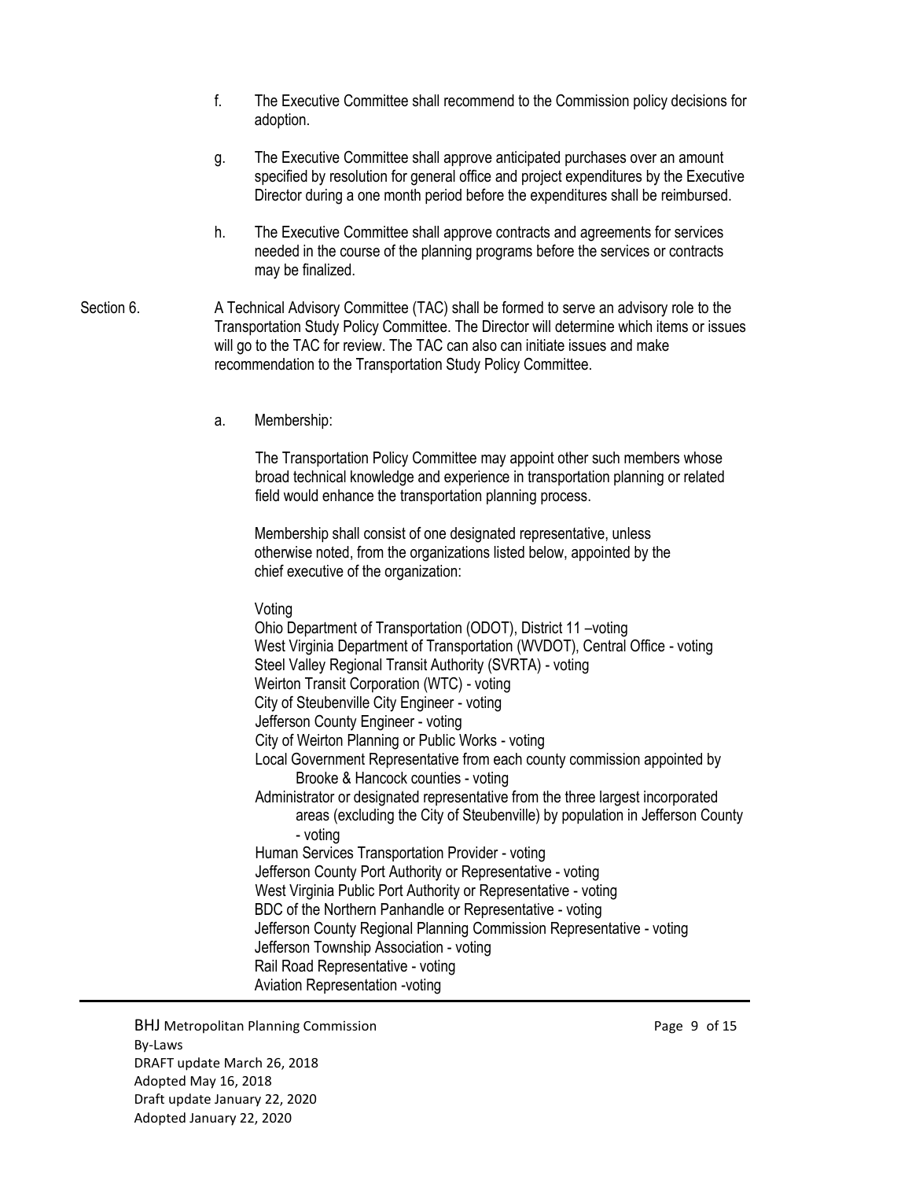f. The Executive Committee shall recommend to the Commission policy decisions for adoption.

g. The Executive Committee shall approve anticipated purchases over an amount specified by resolution for general office and project expenditures by the Executive Director during a one month period before the expenditures shall be reimbursed.

h. The Executive Committee shall approve contracts and agreements for services needed in the course of the planning programs before the services or contracts may be finalized.

Section 6. A Technical Advisory Committee (TAC) shall be formed to serve an advisory role to the Transportation Study Policy Committee. The Director will determine which items or issues will go to the TAC for review. The TAC can also can initiate issues and make recommendation to the Transportation Study Policy Committee.

a. Membership:

The Transportation Policy Committee may appoint other such members whose broad technical knowledge and experience in transportation planning or related field would enhance the transportation planning process.

Membership shall consist of one designated representative, unless otherwise noted, from the organizations listed below, appointed by the chief executive of the organization:

Voting
Ohio Department of Transportation (ODOT), District 11 –voting
West Virginia Department of Transportation (WVDOT), Central Office - voting
Steel Valley Regional Transit Authority (SVRTA) - voting
Weirton Transit Corporation (WTC) - voting
City of Steubenville City Engineer - voting
Jefferson County Engineer - voting
City of Weirton Planning or Public Works - voting
Local Government Representative from each county commission appointed by Brooke & Hancock counties - voting
Administrator or designated representative from the three largest incorporated areas (excluding the City of Steubenville) by population in Jefferson County - voting
Human Services Transportation Provider - voting
Jefferson County Port Authority or Representative - voting
West Virginia Public Port Authority or Representative - voting
BDC of the Northern Panhandle or Representative - voting
Jefferson County Regional Planning Commission Representative - voting
Jefferson Township Association - voting
Rail Road Representative - voting
Aviation Representation -voting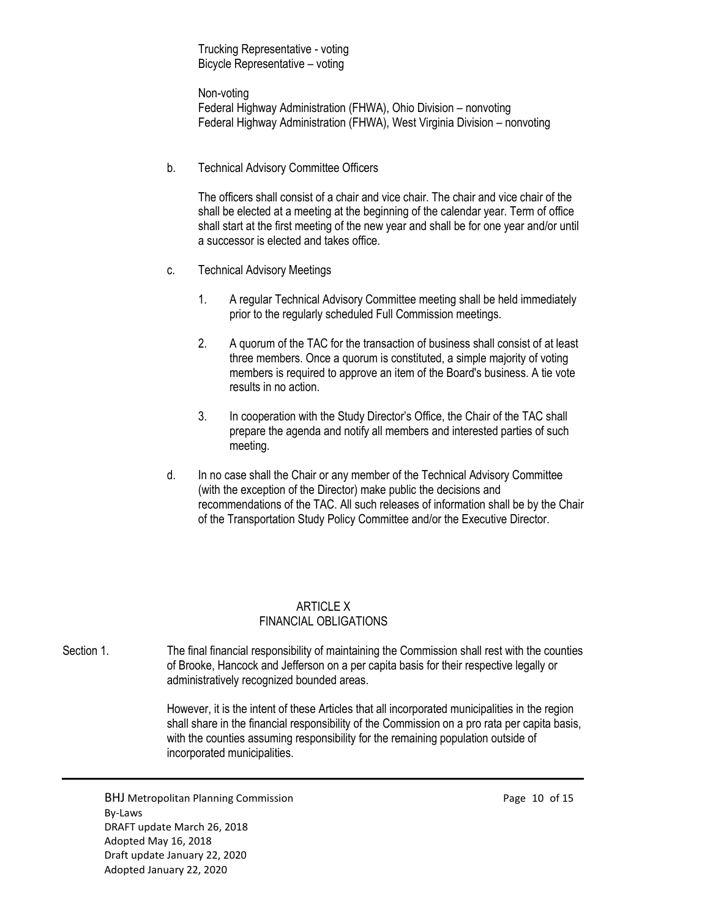Trucking Representative - voting
Bicycle Representative – voting

Non-voting
Federal Highway Administration (FHWA), Ohio Division – nonvoting
Federal Highway Administration (FHWA), West Virginia Division – nonvoting

b. Technical Advisory Committee Officers

The officers shall consist of a chair and vice chair. The chair and vice chair of the shall be elected at a meeting at the beginning of the calendar year. Term of office shall start at the first meeting of the new year and shall be for one year and/or until a successor is elected and takes office.

c. Technical Advisory Meetings

1. A regular Technical Advisory Committee meeting shall be held immediately prior to the regularly scheduled Full Commission meetings.

2. A quorum of the TAC for the transaction of business shall consist of at least three members. Once a quorum is constituted, a simple majority of voting members is required to approve an item of the Board's business. A tie vote results in no action.

3. In cooperation with the Study Director's Office, the Chair of the TAC shall prepare the agenda and notify all members and interested parties of such meeting.

d. In no case shall the Chair or any member of the Technical Advisory Committee (with the exception of the Director) make public the decisions and recommendations of the TAC. All such releases of information shall be by the Chair of the Transportation Study Policy Committee and/or the Executive Director.

## ARTICLE X
## FINANCIAL OBLIGATIONS

Section 1. The final financial responsibility of maintaining the Commission shall rest with the counties of Brooke, Hancock and Jefferson on a per capita basis for their respective legally or administratively recognized bounded areas.

However, it is the intent of these Articles that all incorporated municipalities in the region shall share in the financial responsibility of the Commission on a pro rata per capita basis, with the counties assuming responsibility for the remaining population outside of incorporated municipalities.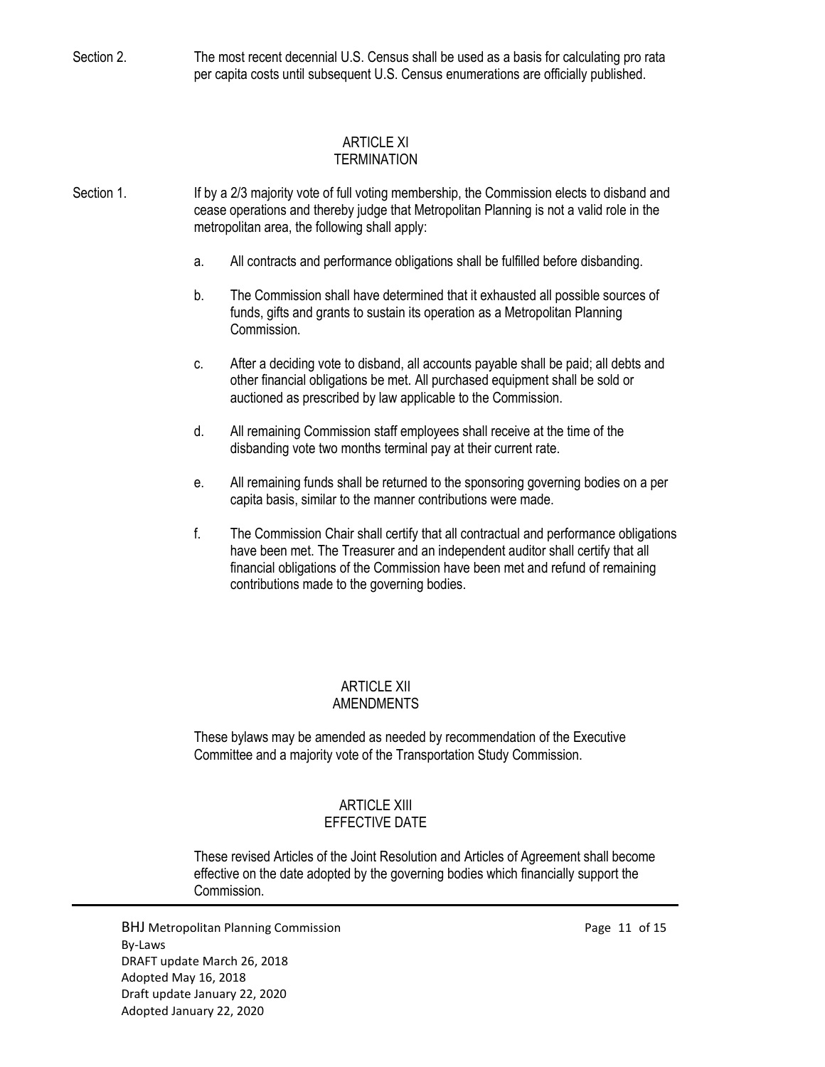Section 2. The most recent decennial U.S. Census shall be used as a basis for calculating pro rata per capita costs until subsequent U.S. Census enumerations are officially published.

## ARTICLE XI
## TERMINATION

Section 1. If by a 2/3 majority vote of full voting membership, the Commission elects to disband and cease operations and thereby judge that Metropolitan Planning is not a valid role in the metropolitan area, the following shall apply:

a. All contracts and performance obligations shall be fulfilled before disbanding.

b. The Commission shall have determined that it exhausted all possible sources of funds, gifts and grants to sustain its operation as a Metropolitan Planning Commission.

c. After a deciding vote to disband, all accounts payable shall be paid; all debts and other financial obligations be met. All purchased equipment shall be sold or auctioned as prescribed by law applicable to the Commission.

d. All remaining Commission staff employees shall receive at the time of the disbanding vote two months terminal pay at their current rate.

e. All remaining funds shall be returned to the sponsoring governing bodies on a per capita basis, similar to the manner contributions were made.

f. The Commission Chair shall certify that all contractual and performance obligations have been met. The Treasurer and an independent auditor shall certify that all financial obligations of the Commission have been met and refund of remaining contributions made to the governing bodies.

## ARTICLE XII
## AMENDMENTS

These bylaws may be amended as needed by recommendation of the Executive Committee and a majority vote of the Transportation Study Commission.

## ARTICLE XIII
## EFFECTIVE DATE

These revised Articles of the Joint Resolution and Articles of Agreement shall become effective on the date adopted by the governing bodies which financially support the Commission.

BHJ Metropolitan Planning Commission
By-Laws
DRAFT update March 26, 2018
Adopted May 16, 2018
Draft update January 22, 2020
Adopted January 22, 2020